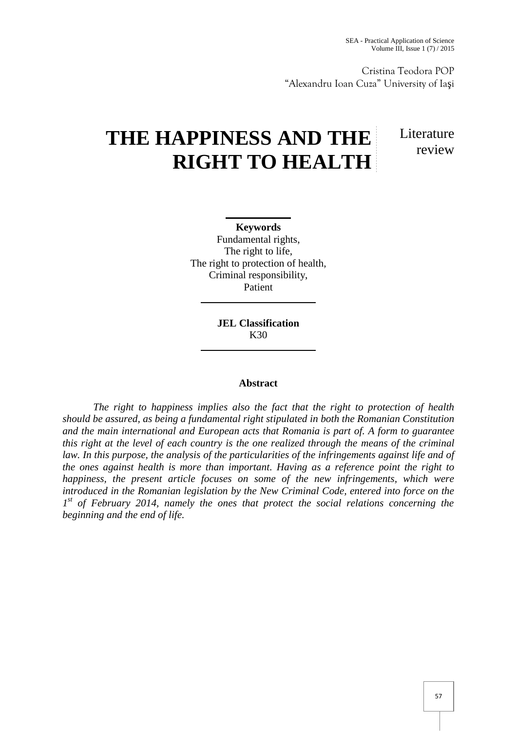Cristina Teodora POP
"Alexandru Ioan Cuza" University of Iaşi

# THE HAPPINESS AND THE RIGHT TO HEALTH

Literature review

**Keywords**
Fundamental rights,
The right to life,
The right to protection of health,
Criminal responsibility,
Patient

**JEL Classification**
K30

**Abstract**

*The right to happiness implies also the fact that the right to protection of health should be assured, as being a fundamental right stipulated in both the Romanian Constitution and the main international and European acts that Romania is part of. A form to guarantee this right at the level of each country is the one realized through the means of the criminal law. In this purpose, the analysis of the particularities of the infringements against life and of the ones against health is more than important. Having as a reference point the right to happiness, the present article focuses on some of the new infringements, which were introduced in the Romanian legislation by the New Criminal Code, entered into force on the 1st of February 2014, namely the ones that protect the social relations concerning the beginning and the end of life.*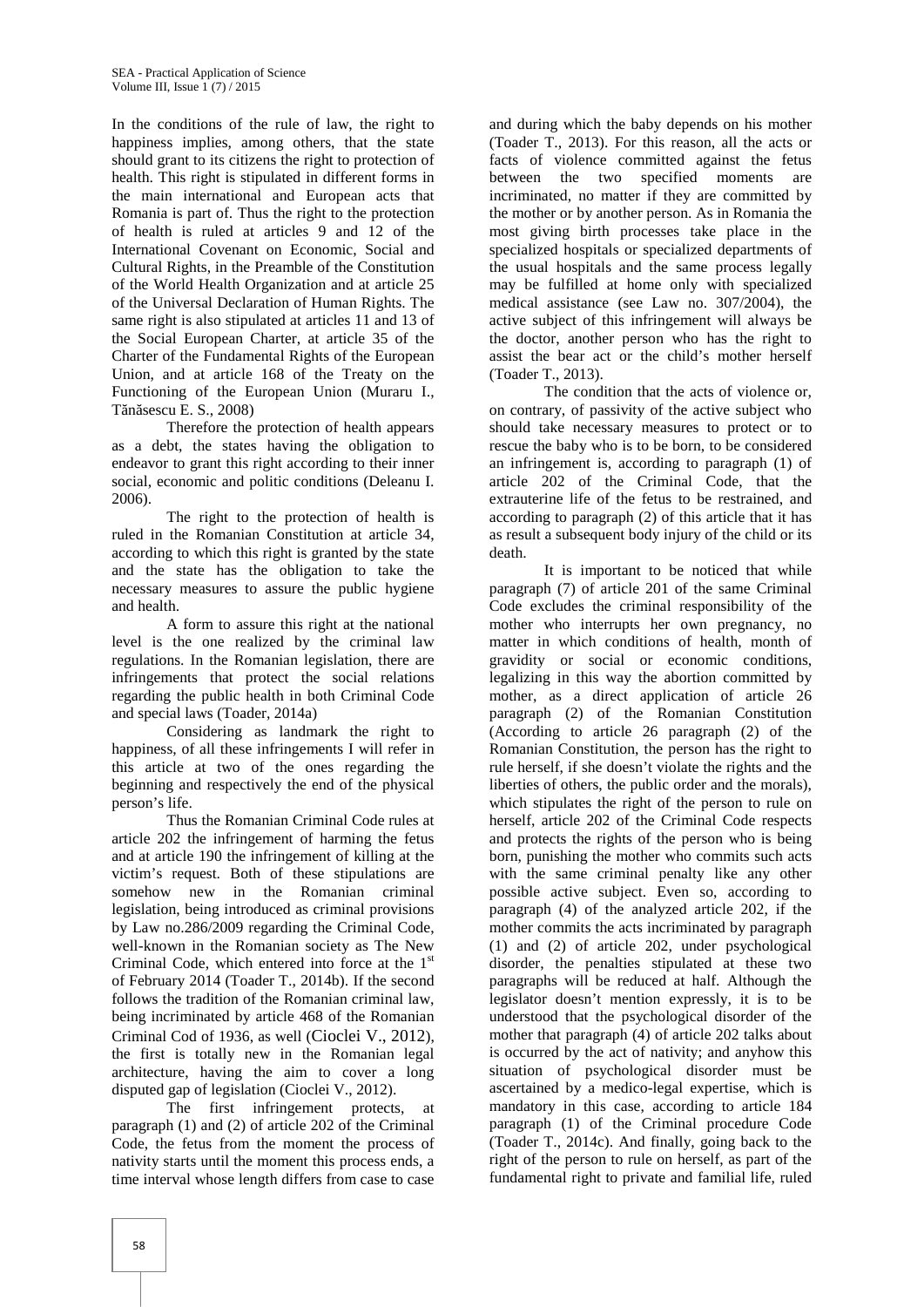In the conditions of the rule of law, the right to happiness implies, among others, that the state should grant to its citizens the right to protection of health. This right is stipulated in different forms in the main international and European acts that Romania is part of. Thus the right to the protection of health is ruled at articles 9 and 12 of the International Covenant on Economic, Social and Cultural Rights, in the Preamble of the Constitution of the World Health Organization and at article 25 of the Universal Declaration of Human Rights. The same right is also stipulated at articles 11 and 13 of the Social European Charter, at article 35 of the Charter of the Fundamental Rights of the European Union, and at article 168 of the Treaty on the Functioning of the European Union (Muraru I., Tănăsescu E. S., 2008)

Therefore the protection of health appears as a debt, the states having the obligation to endeavor to grant this right according to their inner social, economic and politic conditions (Deleanu I. 2006).

The right to the protection of health is ruled in the Romanian Constitution at article 34, according to which this right is granted by the state and the state has the obligation to take the necessary measures to assure the public hygiene and health.

A form to assure this right at the national level is the one realized by the criminal law regulations. In the Romanian legislation, there are infringements that protect the social relations regarding the public health in both Criminal Code and special laws (Toader, 2014a)

Considering as landmark the right to happiness, of all these infringements I will refer in this article at two of the ones regarding the beginning and respectively the end of the physical person's life.

Thus the Romanian Criminal Code rules at article 202 the infringement of harming the fetus and at article 190 the infringement of killing at the victim's request. Both of these stipulations are somehow new in the Romanian criminal legislation, being introduced as criminal provisions by Law no.286/2009 regarding the Criminal Code, well-known in the Romanian society as The New Criminal Code, which entered into force at the 1st of February 2014 (Toader T., 2014b). If the second follows the tradition of the Romanian criminal law, being incriminated by article 468 of the Romanian Criminal Cod of 1936, as well (Cioclei V., 2012), the first is totally new in the Romanian legal architecture, having the aim to cover a long disputed gap of legislation (Cioclei V., 2012).

The first infringement protects, at paragraph (1) and (2) of article 202 of the Criminal Code, the fetus from the moment the process of nativity starts until the moment this process ends, a time interval whose length differs from case to case and during which the baby depends on his mother (Toader T., 2013). For this reason, all the acts or facts of violence committed against the fetus between the two specified moments are incriminated, no matter if they are committed by the mother or by another person. As in Romania the most giving birth processes take place in the specialized hospitals or specialized departments of the usual hospitals and the same process legally may be fulfilled at home only with specialized medical assistance (see Law no. 307/2004), the active subject of this infringement will always be the doctor, another person who has the right to assist the bear act or the child's mother herself (Toader T., 2013).

The condition that the acts of violence or, on contrary, of passivity of the active subject who should take necessary measures to protect or to rescue the baby who is to be born, to be considered an infringement is, according to paragraph (1) of article 202 of the Criminal Code, that the extrauterine life of the fetus to be restrained, and according to paragraph (2) of this article that it has as result a subsequent body injury of the child or its death.

It is important to be noticed that while paragraph (7) of article 201 of the same Criminal Code excludes the criminal responsibility of the mother who interrupts her own pregnancy, no matter in which conditions of health, month of gravidity or social or economic conditions, legalizing in this way the abortion committed by mother, as a direct application of article 26 paragraph (2) of the Romanian Constitution (According to article 26 paragraph (2) of the Romanian Constitution, the person has the right to rule herself, if she doesn't violate the rights and the liberties of others, the public order and the morals), which stipulates the right of the person to rule on herself, article 202 of the Criminal Code respects and protects the rights of the person who is being born, punishing the mother who commits such acts with the same criminal penalty like any other possible active subject. Even so, according to paragraph (4) of the analyzed article 202, if the mother commits the acts incriminated by paragraph (1) and (2) of article 202, under psychological disorder, the penalties stipulated at these two paragraphs will be reduced at half. Although the legislator doesn't mention expressly, it is to be understood that the psychological disorder of the mother that paragraph (4) of article 202 talks about is occurred by the act of nativity; and anyhow this situation of psychological disorder must be ascertained by a medico-legal expertise, which is mandatory in this case, according to article 184 paragraph (1) of the Criminal procedure Code (Toader T., 2014c). And finally, going back to the right of the person to rule on herself, as part of the fundamental right to private and familial life, ruled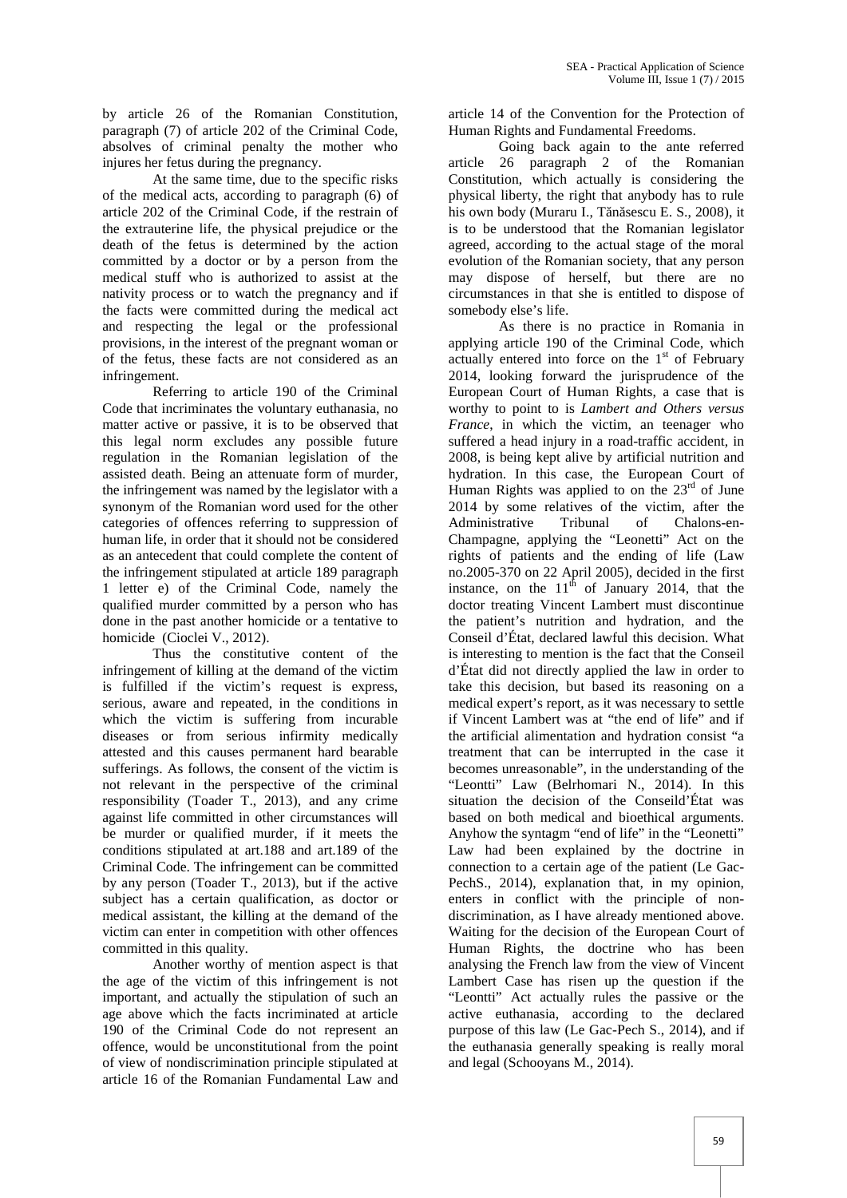by article 26 of the Romanian Constitution, paragraph (7) of article 202 of the Criminal Code, absolves of criminal penalty the mother who injures her fetus during the pregnancy.

At the same time, due to the specific risks of the medical acts, according to paragraph (6) of article 202 of the Criminal Code, if the restrain of the extrauterine life, the physical prejudice or the death of the fetus is determined by the action committed by a doctor or by a person from the medical stuff who is authorized to assist at the nativity process or to watch the pregnancy and if the facts were committed during the medical act and respecting the legal or the professional provisions, in the interest of the pregnant woman or of the fetus, these facts are not considered as an infringement.

Referring to article 190 of the Criminal Code that incriminates the voluntary euthanasia, no matter active or passive, it is to be observed that this legal norm excludes any possible future regulation in the Romanian legislation of the assisted death. Being an attenuate form of murder, the infringement was named by the legislator with a synonym of the Romanian word used for the other categories of offences referring to suppression of human life, in order that it should not be considered as an antecedent that could complete the content of the infringement stipulated at article 189 paragraph 1 letter e) of the Criminal Code, namely the qualified murder committed by a person who has done in the past another homicide or a tentative to homicide (Cioclei V., 2012).

Thus the constitutive content of the infringement of killing at the demand of the victim is fulfilled if the victim's request is express, serious, aware and repeated, in the conditions in which the victim is suffering from incurable diseases or from serious infirmity medically attested and this causes permanent hard bearable sufferings. As follows, the consent of the victim is not relevant in the perspective of the criminal responsibility (Toader T., 2013), and any crime against life committed in other circumstances will be murder or qualified murder, if it meets the conditions stipulated at art.188 and art.189 of the Criminal Code. The infringement can be committed by any person (Toader T., 2013), but if the active subject has a certain qualification, as doctor or medical assistant, the killing at the demand of the victim can enter in competition with other offences committed in this quality.

Another worthy of mention aspect is that the age of the victim of this infringement is not important, and actually the stipulation of such an age above which the facts incriminated at article 190 of the Criminal Code do not represent an offence, would be unconstitutional from the point of view of nondiscrimination principle stipulated at article 16 of the Romanian Fundamental Law and article 14 of the Convention for the Protection of Human Rights and Fundamental Freedoms.

Going back again to the ante referred article 26 paragraph 2 of the Romanian Constitution, which actually is considering the physical liberty, the right that anybody has to rule his own body (Muraru I., Tănăsescu E. S., 2008), it is to be understood that the Romanian legislator agreed, according to the actual stage of the moral evolution of the Romanian society, that any person may dispose of herself, but there are no circumstances in that she is entitled to dispose of somebody else's life.

As there is no practice in Romania in applying article 190 of the Criminal Code, which actually entered into force on the 1st of February 2014, looking forward the jurisprudence of the European Court of Human Rights, a case that is worthy to point to is *Lambert and Others versus France*, in which the victim, an teenager who suffered a head injury in a road-traffic accident, in 2008, is being kept alive by artificial nutrition and hydration. In this case, the European Court of Human Rights was applied to on the 23rd of June 2014 by some relatives of the victim, after the Administrative Tribunal of Chalons-en-Champagne, applying the "Leonetti" Act on the rights of patients and the ending of life (Law no.2005-370 on 22 April 2005), decided in the first instance, on the 11th of January 2014, that the doctor treating Vincent Lambert must discontinue the patient's nutrition and hydration, and the Conseil d'État, declared lawful this decision. What is interesting to mention is the fact that the Conseil d'État did not directly applied the law in order to take this decision, but based its reasoning on a medical expert's report, as it was necessary to settle if Vincent Lambert was at "the end of life" and if the artificial alimentation and hydration consist "a treatment that can be interrupted in the case it becomes unreasonable", in the understanding of the "Leontti" Law (Belrhomari N., 2014). In this situation the decision of the Conseild'État was based on both medical and bioethical arguments. Anyhow the syntagm "end of life" in the "Leonetti" Law had been explained by the doctrine in connection to a certain age of the patient (Le Gac-PechS., 2014), explanation that, in my opinion, enters in conflict with the principle of non-discrimination, as I have already mentioned above. Waiting for the decision of the European Court of Human Rights, the doctrine who has been analysing the French law from the view of Vincent Lambert Case has risen up the question if the "Leontti" Act actually rules the passive or the active euthanasia, according to the declared purpose of this law (Le Gac-Pech S., 2014), and if the euthanasia generally speaking is really moral and legal (Schooyans M., 2014).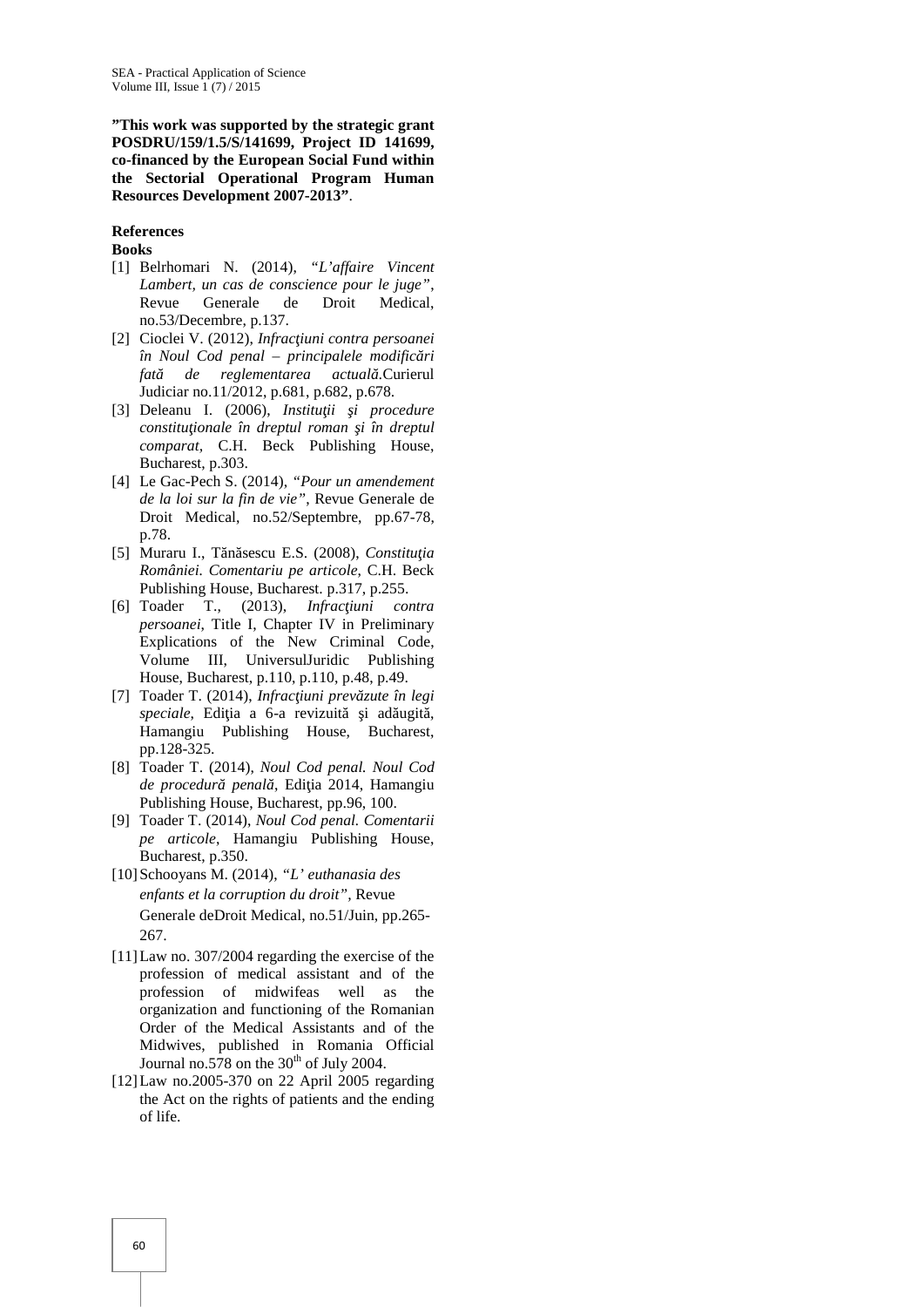**”This work was supported by the strategic grant POSDRU/159/1.5/S/141699, Project ID 141699, co-financed by the European Social Fund within the Sectorial Operational Program Human Resources Development 2007-2013”**.

## References

**Books**

[1] Belrhomari N. (2014), *“L’affaire Vincent Lambert, un cas de conscience pour le juge”*, Revue Generale de Droit Medical, no.53/Decembre, p.137.

[2] Cioclei V. (2012), *Infracţiuni contra persoanei în Noul Cod penal – principalele modificări fată de reglementarea actuală.*Curierul Judiciar no.11/2012, p.681, p.682, p.678.

[3] Deleanu I. (2006), *Instituţii şi procedure constituţionale în dreptul roman şi în dreptul comparat*, C.H. Beck Publishing House, Bucharest, p.303.

[4] Le Gac-Pech S. (2014), *“Pour un amendement de la loi sur la fin de vie”*, Revue Generale de Droit Medical, no.52/Septembre, pp.67-78, p.78.

[5] Muraru I., Tănăsescu E.S. (2008), *Constituţia României. Comentariu pe articole*, C.H. Beck Publishing House, Bucharest. p.317, p.255.

[6] Toader T., (2013), *Infracţiuni contra persoanei*, Title I, Chapter IV in Preliminary Explications of the New Criminal Code, Volume III, UniversulJuridic Publishing House, Bucharest, p.110, p.110, p.48, p.49.

[7] Toader T. (2014), *Infracţiuni prevăzute în legi speciale*, Ediţia a 6-a revizuită şi adăugită, Hamangiu Publishing House, Bucharest, pp.128-325.

[8] Toader T. (2014), *Noul Cod penal. Noul Cod de procedură penală*, Ediţia 2014, Hamangiu Publishing House, Bucharest, pp.96, 100.

[9] Toader T. (2014), *Noul Cod penal. Comentarii pe articole*, Hamangiu Publishing House, Bucharest, p.350.

[10] Schooyans M. (2014), *“L’ euthanasia des enfants et la corruption du droit”*, Revue Generale deDroit Medical, no.51/Juin, pp.265-267.

[11] Law no. 307/2004 regarding the exercise of the profession of medical assistant and of the profession of midwifeas well as the organization and functioning of the Romanian Order of the Medical Assistants and of the Midwives, published in Romania Official Journal no.578 on the 30th of July 2004.

[12] Law no.2005-370 on 22 April 2005 regarding the Act on the rights of patients and the ending of life.